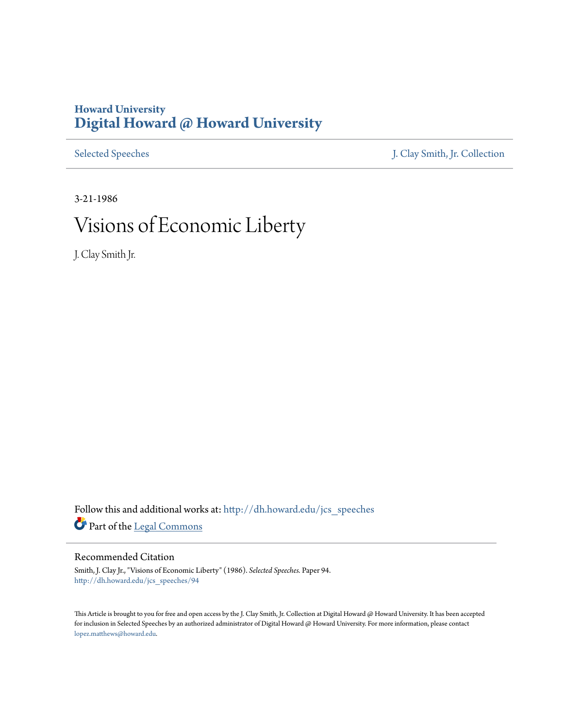Howard University
# Digital Howard @ Howard University

Selected Speeches | J. Clay Smith, Jr. Collection

3-21-1986

# Visions of Economic Liberty

J. Clay Smith Jr.

Follow this and additional works at: http://dh.howard.edu/jcs_speeches

Part of the Legal Commons

## Recommended Citation

Smith, J. Clay Jr., "Visions of Economic Liberty" (1986). *Selected Speeches*. Paper 94.
http://dh.howard.edu/jcs_speeches/94

This Article is brought to you for free and open access by the J. Clay Smith, Jr. Collection at Digital Howard @ Howard University. It has been accepted for inclusion in Selected Speeches by an authorized administrator of Digital Howard @ Howard University. For more information, please contact lopez.matthews@howard.edu.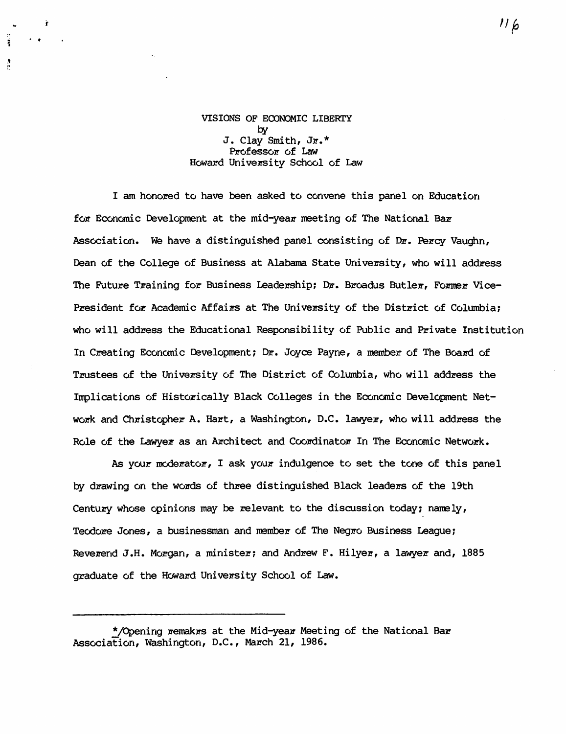VISIONS OF ECONOMIC LIBERTY
by
J. Clay Smith, Jr.*
Professor of Law
Howard University School of Law

I am honored to have been asked to convene this panel on Education for Economic Development at the mid-year meeting of The National Bar Association. We have a distinguished panel consisting of Dr. Percy Vaughn, Dean of the College of Business at Alabama State University, who will address The Future Training for Business Leadership; Dr. Broadus Butler, Former Vice-President for Academic Affairs at The University of the District of Columbia; who will address the Educational Responsibility of Public and Private Institution In Creating Economic Development; Dr. Joyce Payne, a member of The Board of Trustees of the University of The District of Columbia, who will address the Implications of Historically Black Colleges in the Economic Development Network and Christopher A. Hart, a Washington, D.C. lawyer, who will address the Role of the Lawyer as an Architect and Coordinator In The Economic Network.

As your moderator, I ask your indulgence to set the tone of this panel by drawing on the words of three distinguished Black leaders of the 19th Century whose opinions may be relevant to the discussion today; namely, Teodore Jones, a businessman and member of The Negro Business League; Reverend J.H. Morgan, a minister; and Andrew F. Hilyer, a lawyer and, 1885 graduate of the Howard University School of Law.

---

*/Opening remakrs at the Mid-year Meeting of the National Bar Association, Washington, D.C., March 21, 1986.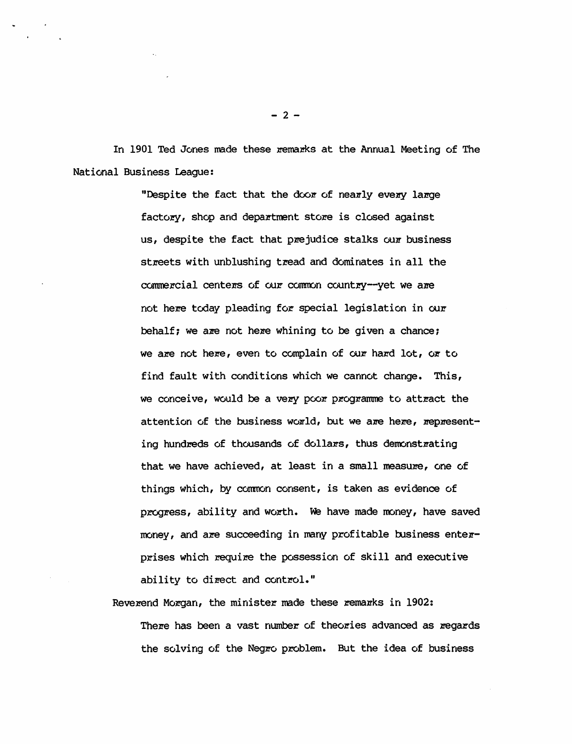In 1901 Ted Jones made these remarks at the Annual Meeting of The National Business League:

> "Despite the fact that the door of nearly every large factory, shop and department store is closed against us, despite the fact that prejudice stalks our business streets with unblushing tread and dominates in all the commercial centers of our common country--yet we are not here today pleading for special legislation in our behalf; we are not here whining to be given a chance; we are not here, even to complain of our hard lot, or to find fault with conditions which we cannot change. This, we conceive, would be a very poor programme to attract the attention of the business world, but we are here, representing hundreds of thousands of dollars, thus demonstrating that we have achieved, at least in a small measure, one of things which, by common consent, is taken as evidence of progress, ability and worth. We have made money, have saved money, and are succeeding in many profitable business enterprises which require the possession of skill and executive ability to direct and control."

Reverend Morgan, the minister made these remarks in 1902:

> There has been a vast number of theories advanced as regards the solving of the Negro problem. But the idea of business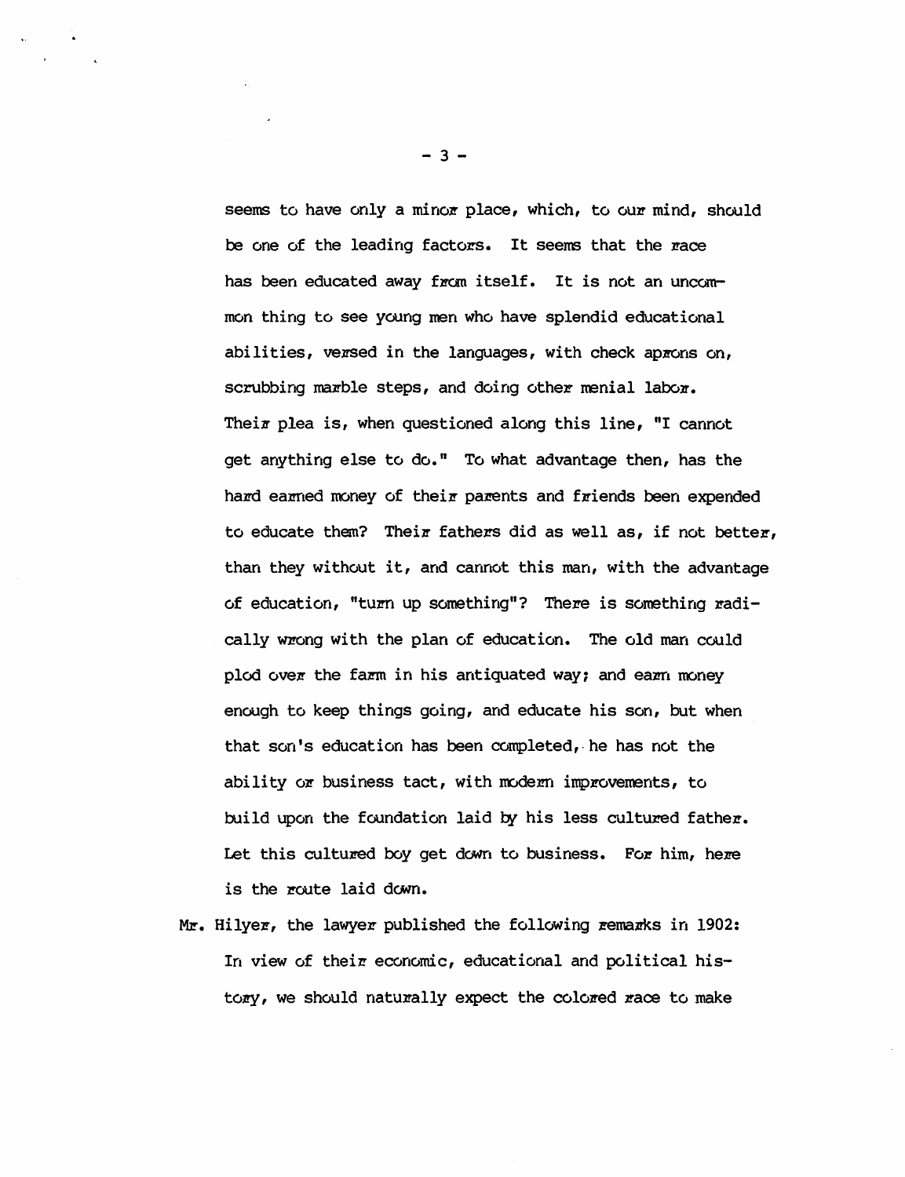seems to have only a minor place, which, to our mind, should be one of the leading factors. It seems that the race has been educated away from itself. It is not an uncommon thing to see young men who have splendid educational abilities, versed in the languages, with check aprons on, scrubbing marble steps, and doing other menial labor. Their plea is, when questioned along this line, "I cannot get anything else to do." To what advantage then, has the hard earned money of their parents and friends been expended to educate them? Their fathers did as well as, if not better, than they without it, and cannot this man, with the advantage of education, "turn up something"? There is something radically wrong with the plan of education. The old man could plod over the farm in his antiquated way; and earn money enough to keep things going, and educate his son, but when that son's education has been completed, he has not the ability or business tact, with modern improvements, to build upon the foundation laid by his less cultured father. Let this cultured boy get down to business. For him, here is the route laid down.

Mr. Hilyer, the lawyer published the following remarks in 1902:

In view of their economic, educational and political history, we should naturally expect the colored race to make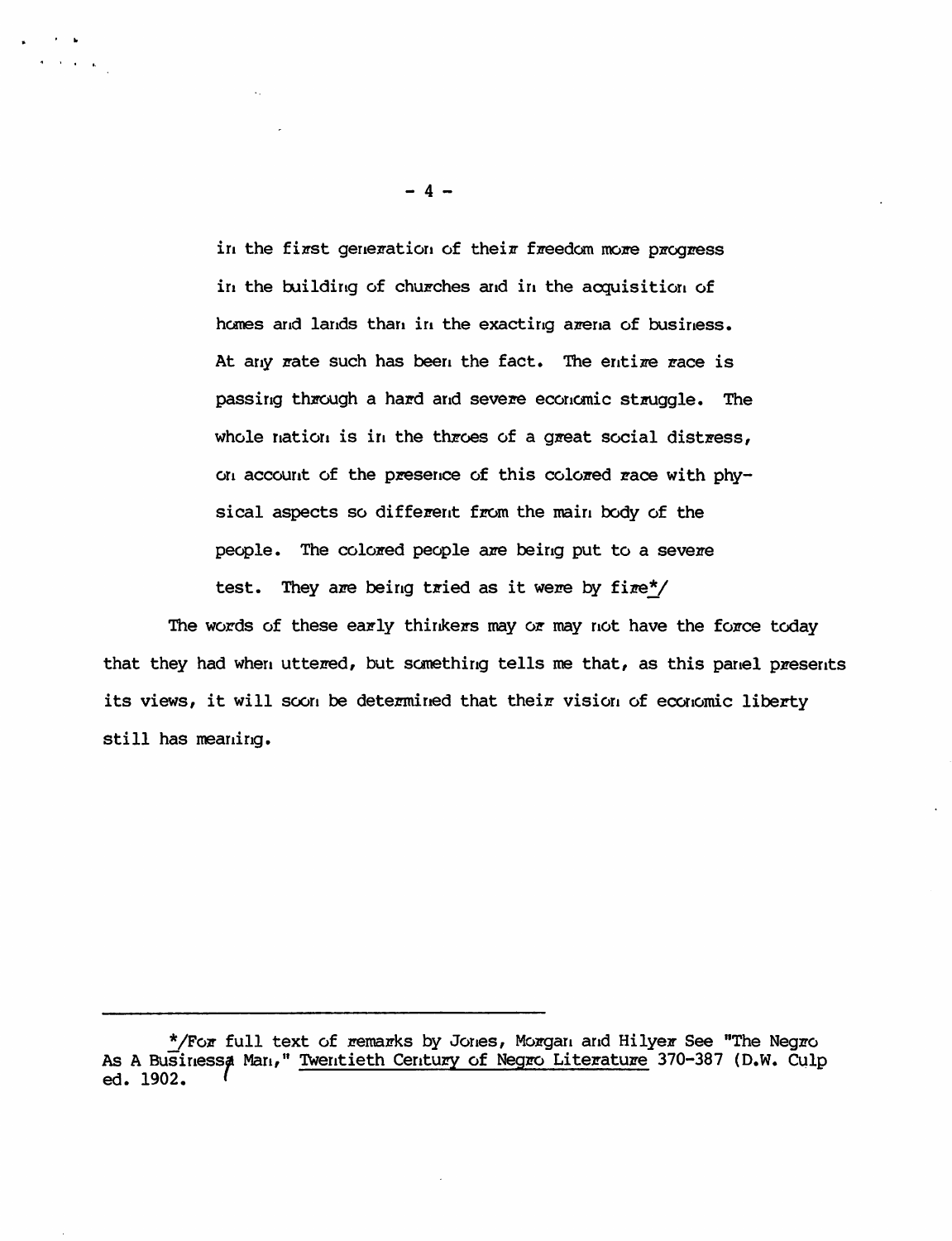> in the first generation of their freedom more progress in the building of churches and in the acquisition of homes and lands than in the exacting arena of business. At any rate such has been the fact. The entire race is passing through a hard and severe economic struggle. The whole nation is in the throes of a great social distress, on account of the presence of this colored race with physical aspects so different from the main body of the people. The colored people are being put to a severe test. They are being tried as it were by fire*/

The words of these early thinkers may or may not have the force today that they had when uttered, but something tells me that, as this panel presents its views, it will soon be determined that their vision of economic liberty still has meaning.

---

*/For full text of remarks by Jones, Morgan and Hilyer See "The Negro As A Business Man," Twentieth Century of Negro Literature 370-387 (D.W. Culp ed. 1902.